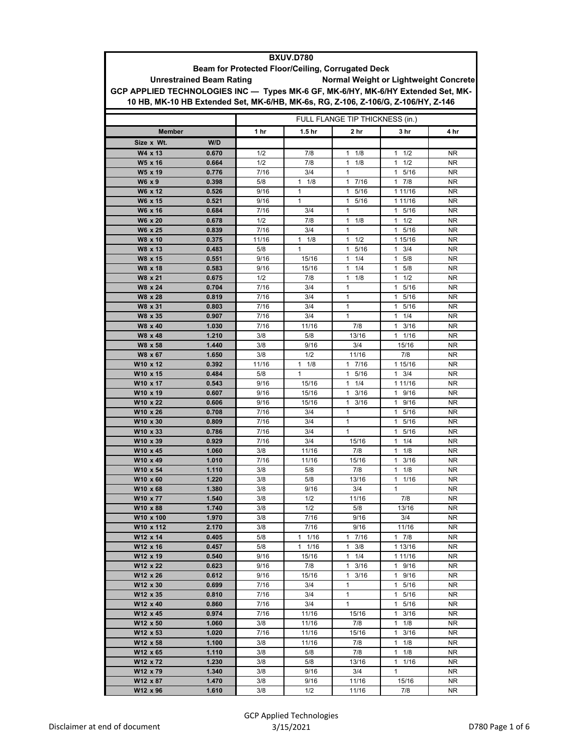**BXUV.D780**

**Beam for Protected Floor/Ceiling, Corrugated Deck**

**Unrestrained Beam Rating** | **Normal Weight or Lightweight Concrete**

**GCP APPLIED TECHNOLOGIES INC — Types MK-6 GF, MK-6/HY, MK-6/HY Extended Set, MK-10 HB, MK-10 HB Extended Set, MK-6/HB, MK-6s, RG, Z-106, Z-106/G, Z-106/HY, Z-146**

| | | FULL FLANGE TIP THICKNESS (in.) | | | | |
|---|---|---|---|---|---|---|
| **Member** | | **1 hr** | **1.5 hr** | **2 hr** | **3 hr** | **4 hr** |
| **Size x Wt.** | **W/D** | | | | | |
| W4 x 13 | 0.670 | 1/2 | 7/8 | 1 1/8 | 1 1/2 | NR |
| W5 x 16 | 0.664 | 1/2 | 7/8 | 1 1/8 | 1 1/2 | NR |
| W5 x 19 | 0.776 | 7/16 | 3/4 | 1 | 1 5/16 | NR |
| W6 x 9 | 0.398 | 5/8 | 1 1/8 | 1 7/16 | 1 7/8 | NR |
| W6 x 12 | 0.526 | 9/16 | 1 | 1 5/16 | 1 11/16 | NR |
| W6 x 15 | 0.521 | 9/16 | 1 | 1 5/16 | 1 11/16 | NR |
| W6 x 16 | 0.684 | 7/16 | 3/4 | 1 | 1 5/16 | NR |
| W6 x 20 | 0.678 | 1/2 | 7/8 | 1 1/8 | 1 1/2 | NR |
| W6 x 25 | 0.839 | 7/16 | 3/4 | 1 | 1 5/16 | NR |
| W8 x 10 | 0.375 | 11/16 | 1 1/8 | 1 1/2 | 1 15/16 | NR |
| W8 x 13 | 0.483 | 5/8 | 1 | 1 5/16 | 1 3/4 | NR |
| W8 x 15 | 0.551 | 9/16 | 15/16 | 1 1/4 | 1 5/8 | NR |
| W8 x 18 | 0.583 | 9/16 | 15/16 | 1 1/4 | 1 5/8 | NR |
| W8 x 21 | 0.675 | 1/2 | 7/8 | 1 1/8 | 1 1/2 | NR |
| W8 x 24 | 0.704 | 7/16 | 3/4 | 1 | 1 5/16 | NR |
| W8 x 28 | 0.819 | 7/16 | 3/4 | 1 | 1 5/16 | NR |
| W8 x 31 | 0.803 | 7/16 | 3/4 | 1 | 1 5/16 | NR |
| W8 x 35 | 0.907 | 7/16 | 3/4 | 1 | 1 1/4 | NR |
| W8 x 40 | 1.030 | 7/16 | 11/16 | 7/8 | 1 3/16 | NR |
| W8 x 48 | 1.210 | 3/8 | 5/8 | 13/16 | 1 1/16 | NR |
| W8 x 58 | 1.440 | 3/8 | 9/16 | 3/4 | 15/16 | NR |
| W8 x 67 | 1.650 | 3/8 | 1/2 | 11/16 | 7/8 | NR |
| W10 x 12 | 0.392 | 11/16 | 1 1/8 | 1 7/16 | 1 15/16 | NR |
| W10 x 15 | 0.484 | 5/8 | 1 | 1 5/16 | 1 3/4 | NR |
| W10 x 17 | 0.543 | 9/16 | 15/16 | 1 1/4 | 1 11/16 | NR |
| W10 x 19 | 0.607 | 9/16 | 15/16 | 1 3/16 | 1 9/16 | NR |
| W10 x 22 | 0.606 | 9/16 | 15/16 | 1 3/16 | 1 9/16 | NR |
| W10 x 26 | 0.708 | 7/16 | 3/4 | 1 | 1 5/16 | NR |
| W10 x 30 | 0.809 | 7/16 | 3/4 | 1 | 1 5/16 | NR |
| W10 x 33 | 0.786 | 7/16 | 3/4 | 1 | 1 5/16 | NR |
| W10 x 39 | 0.929 | 7/16 | 3/4 | 15/16 | 1 1/4 | NR |
| W10 x 45 | 1.060 | 3/8 | 11/16 | 7/8 | 1 1/8 | NR |
| W10 x 49 | 1.010 | 7/16 | 11/16 | 15/16 | 1 3/16 | NR |
| W10 x 54 | 1.110 | 3/8 | 5/8 | 7/8 | 1 1/8 | NR |
| W10 x 60 | 1.220 | 3/8 | 5/8 | 13/16 | 1 1/16 | NR |
| W10 x 68 | 1.380 | 3/8 | 9/16 | 3/4 | 1 | NR |
| W10 x 77 | 1.540 | 3/8 | 1/2 | 11/16 | 7/8 | NR |
| W10 x 88 | 1.740 | 3/8 | 1/2 | 5/8 | 13/16 | NR |
| W10 x 100 | 1.970 | 3/8 | 7/16 | 9/16 | 3/4 | NR |
| W10 x 112 | 2.170 | 3/8 | 7/16 | 9/16 | 11/16 | NR |
| W12 x 14 | 0.405 | 5/8 | 1 1/16 | 1 7/16 | 1 7/8 | NR |
| W12 x 16 | 0.457 | 5/8 | 1 1/16 | 1 3/8 | 1 13/16 | NR |
| W12 x 19 | 0.540 | 9/16 | 15/16 | 1 1/4 | 1 11/16 | NR |
| W12 x 22 | 0.623 | 9/16 | 7/8 | 1 3/16 | 1 9/16 | NR |
| W12 x 26 | 0.612 | 9/16 | 15/16 | 1 3/16 | 1 9/16 | NR |
| W12 x 30 | 0.699 | 7/16 | 3/4 | 1 | 1 5/16 | NR |
| W12 x 35 | 0.810 | 7/16 | 3/4 | 1 | 1 5/16 | NR |
| W12 x 40 | 0.860 | 7/16 | 3/4 | 1 | 1 5/16 | NR |
| W12 x 45 | 0.974 | 7/16 | 11/16 | 15/16 | 1 3/16 | NR |
| W12 x 50 | 1.060 | 3/8 | 11/16 | 7/8 | 1 1/8 | NR |
| W12 x 53 | 1.020 | 7/16 | 11/16 | 15/16 | 1 3/16 | NR |
| W12 x 58 | 1.100 | 3/8 | 11/16 | 7/8 | 1 1/8 | NR |
| W12 x 65 | 1.110 | 3/8 | 5/8 | 7/8 | 1 1/8 | NR |
| W12 x 72 | 1.230 | 3/8 | 5/8 | 13/16 | 1 1/16 | NR |
| W12 x 79 | 1.340 | 3/8 | 9/16 | 3/4 | 1 | NR |
| W12 x 87 | 1.470 | 3/8 | 9/16 | 11/16 | 15/16 | NR |
| W12 x 96 | 1.610 | 3/8 | 1/2 | 11/16 | 7/8 | NR |

Disclaimer at end of document

GCP Applied Technologies
3/15/2021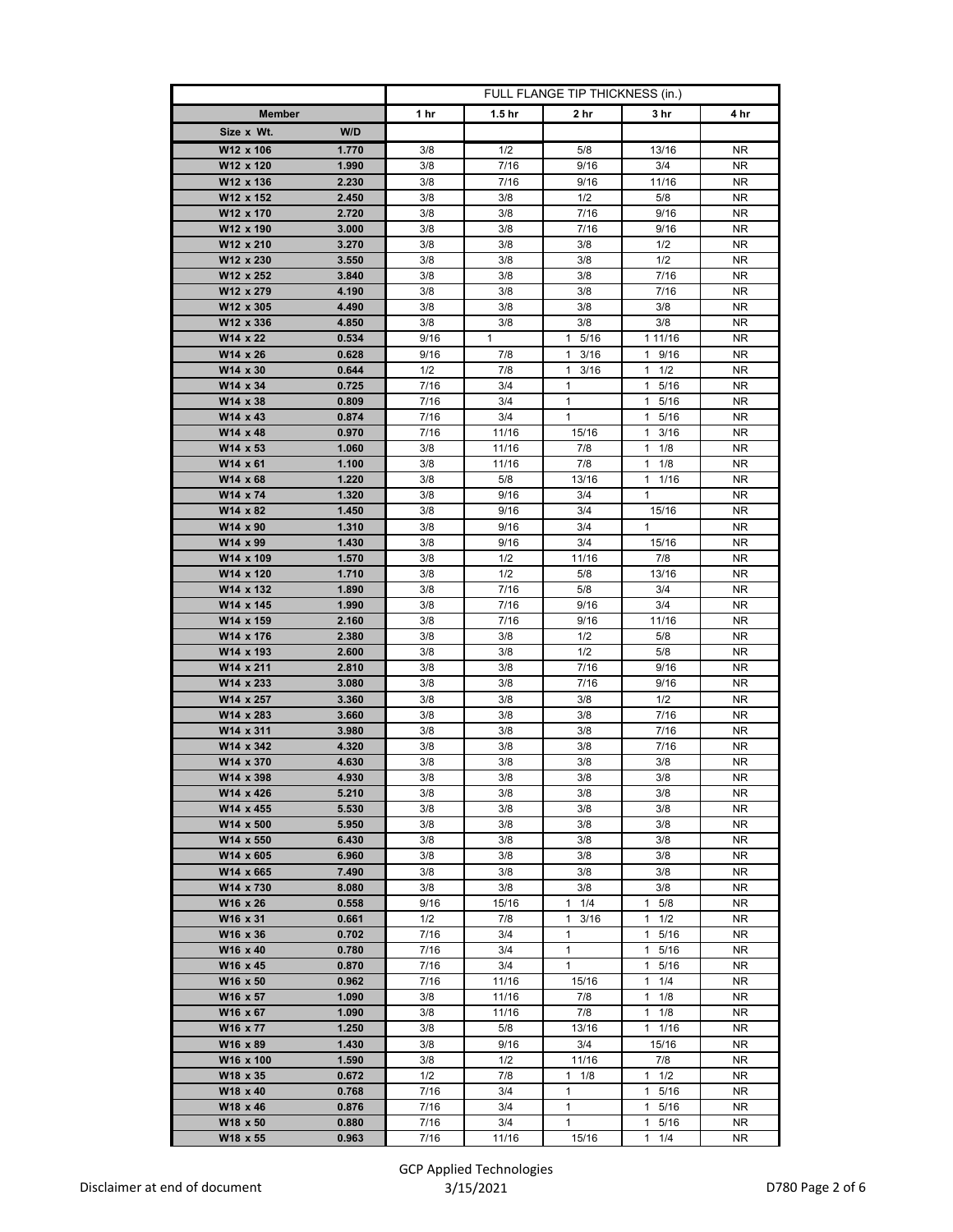| Member | | FULL FLANGE TIP THICKNESS (in.) | | | | |
|---|---|---|---|---|---|---|
| | | 1 hr | 1.5 hr | 2 hr | 3 hr | 4 hr |
| Size x Wt. | W/D | | | | | |
| W12 x 106 | 1.770 | 3/8 | 1/2 | 5/8 | 13/16 | NR |
| W12 x 120 | 1.990 | 3/8 | 7/16 | 9/16 | 3/4 | NR |
| W12 x 136 | 2.230 | 3/8 | 7/16 | 9/16 | 11/16 | NR |
| W12 x 152 | 2.450 | 3/8 | 3/8 | 1/2 | 5/8 | NR |
| W12 x 170 | 2.720 | 3/8 | 3/8 | 7/16 | 9/16 | NR |
| W12 x 190 | 3.000 | 3/8 | 3/8 | 7/16 | 9/16 | NR |
| W12 x 210 | 3.270 | 3/8 | 3/8 | 3/8 | 1/2 | NR |
| W12 x 230 | 3.550 | 3/8 | 3/8 | 3/8 | 1/2 | NR |
| W12 x 252 | 3.840 | 3/8 | 3/8 | 3/8 | 7/16 | NR |
| W12 x 279 | 4.190 | 3/8 | 3/8 | 3/8 | 7/16 | NR |
| W12 x 305 | 4.490 | 3/8 | 3/8 | 3/8 | 3/8 | NR |
| W12 x 336 | 4.850 | 3/8 | 3/8 | 3/8 | 3/8 | NR |
| W14 x 22 | 0.534 | 9/16 | 1 | 1 5/16 | 1 11/16 | NR |
| W14 x 26 | 0.628 | 9/16 | 7/8 | 1 3/16 | 1 9/16 | NR |
| W14 x 30 | 0.644 | 1/2 | 7/8 | 1 3/16 | 1 1/2 | NR |
| W14 x 34 | 0.725 | 7/16 | 3/4 | 1 | 1 5/16 | NR |
| W14 x 38 | 0.809 | 7/16 | 3/4 | 1 | 1 5/16 | NR |
| W14 x 43 | 0.874 | 7/16 | 3/4 | 1 | 1 5/16 | NR |
| W14 x 48 | 0.970 | 7/16 | 11/16 | 15/16 | 1 3/16 | NR |
| W14 x 53 | 1.060 | 3/8 | 11/16 | 7/8 | 1 1/8 | NR |
| W14 x 61 | 1.100 | 3/8 | 11/16 | 7/8 | 1 1/8 | NR |
| W14 x 68 | 1.220 | 3/8 | 5/8 | 13/16 | 1 1/16 | NR |
| W14 x 74 | 1.320 | 3/8 | 9/16 | 3/4 | 1 | NR |
| W14 x 82 | 1.450 | 3/8 | 9/16 | 3/4 | 15/16 | NR |
| W14 x 90 | 1.310 | 3/8 | 9/16 | 3/4 | 1 | NR |
| W14 x 99 | 1.430 | 3/8 | 9/16 | 3/4 | 15/16 | NR |
| W14 x 109 | 1.570 | 3/8 | 1/2 | 11/16 | 7/8 | NR |
| W14 x 120 | 1.710 | 3/8 | 1/2 | 5/8 | 13/16 | NR |
| W14 x 132 | 1.890 | 3/8 | 7/16 | 5/8 | 3/4 | NR |
| W14 x 145 | 1.990 | 3/8 | 7/16 | 9/16 | 3/4 | NR |
| W14 x 159 | 2.160 | 3/8 | 7/16 | 9/16 | 11/16 | NR |
| W14 x 176 | 2.380 | 3/8 | 3/8 | 1/2 | 5/8 | NR |
| W14 x 193 | 2.600 | 3/8 | 3/8 | 1/2 | 5/8 | NR |
| W14 x 211 | 2.810 | 3/8 | 3/8 | 7/16 | 9/16 | NR |
| W14 x 233 | 3.080 | 3/8 | 3/8 | 7/16 | 9/16 | NR |
| W14 x 257 | 3.360 | 3/8 | 3/8 | 3/8 | 1/2 | NR |
| W14 x 283 | 3.660 | 3/8 | 3/8 | 3/8 | 7/16 | NR |
| W14 x 311 | 3.980 | 3/8 | 3/8 | 3/8 | 7/16 | NR |
| W14 x 342 | 4.320 | 3/8 | 3/8 | 3/8 | 7/16 | NR |
| W14 x 370 | 4.630 | 3/8 | 3/8 | 3/8 | 3/8 | NR |
| W14 x 398 | 4.930 | 3/8 | 3/8 | 3/8 | 3/8 | NR |
| W14 x 426 | 5.210 | 3/8 | 3/8 | 3/8 | 3/8 | NR |
| W14 x 455 | 5.530 | 3/8 | 3/8 | 3/8 | 3/8 | NR |
| W14 x 500 | 5.950 | 3/8 | 3/8 | 3/8 | 3/8 | NR |
| W14 x 550 | 6.430 | 3/8 | 3/8 | 3/8 | 3/8 | NR |
| W14 x 605 | 6.960 | 3/8 | 3/8 | 3/8 | 3/8 | NR |
| W14 x 665 | 7.490 | 3/8 | 3/8 | 3/8 | 3/8 | NR |
| W14 x 730 | 8.080 | 3/8 | 3/8 | 3/8 | 3/8 | NR |
| W16 x 26 | 0.558 | 9/16 | 15/16 | 1 1/4 | 1 5/8 | NR |
| W16 x 31 | 0.661 | 1/2 | 7/8 | 1 3/16 | 1 1/2 | NR |
| W16 x 36 | 0.702 | 7/16 | 3/4 | 1 | 1 5/16 | NR |
| W16 x 40 | 0.780 | 7/16 | 3/4 | 1 | 1 5/16 | NR |
| W16 x 45 | 0.870 | 7/16 | 3/4 | 1 | 1 5/16 | NR |
| W16 x 50 | 0.962 | 7/16 | 11/16 | 15/16 | 1 1/4 | NR |
| W16 x 57 | 1.090 | 3/8 | 11/16 | 7/8 | 1 1/8 | NR |
| W16 x 67 | 1.090 | 3/8 | 11/16 | 7/8 | 1 1/8 | NR |
| W16 x 77 | 1.250 | 3/8 | 5/8 | 13/16 | 1 1/16 | NR |
| W16 x 89 | 1.430 | 3/8 | 9/16 | 3/4 | 15/16 | NR |
| W16 x 100 | 1.590 | 3/8 | 1/2 | 11/16 | 7/8 | NR |
| W18 x 35 | 0.672 | 1/2 | 7/8 | 1 1/8 | 1 1/2 | NR |
| W18 x 40 | 0.768 | 7/16 | 3/4 | 1 | 1 5/16 | NR |
| W18 x 46 | 0.876 | 7/16 | 3/4 | 1 | 1 5/16 | NR |
| W18 x 50 | 0.880 | 7/16 | 3/4 | 1 | 1 5/16 | NR |
| W18 x 55 | 0.963 | 7/16 | 11/16 | 15/16 | 1 1/4 | NR |

Disclaimer at end of document

GCP Applied Technologies
3/15/2021

D780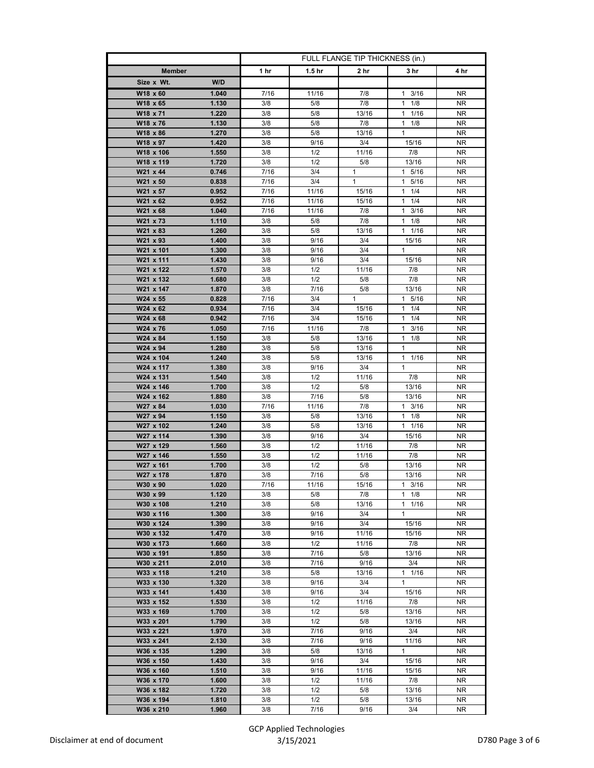| Member | | FULL FLANGE TIP THICKNESS (in.) | | | | |
|---|---|---|---|---|---|---|
| | | 1 hr | 1.5 hr | 2 hr | 3 hr | 4 hr |
| Size x Wt. | W/D | | | | | |
| W18 x 60 | 1.040 | 7/16 | 11/16 | 7/8 | 1 3/16 | NR |
| W18 x 65 | 1.130 | 3/8 | 5/8 | 7/8 | 1 1/8 | NR |
| W18 x 71 | 1.220 | 3/8 | 5/8 | 13/16 | 1 1/16 | NR |
| W18 x 76 | 1.130 | 3/8 | 5/8 | 7/8 | 1 1/8 | NR |
| W18 x 86 | 1.270 | 3/8 | 5/8 | 13/16 | 1 | NR |
| W18 x 97 | 1.420 | 3/8 | 9/16 | 3/4 | 15/16 | NR |
| W18 x 106 | 1.550 | 3/8 | 1/2 | 11/16 | 7/8 | NR |
| W18 x 119 | 1.720 | 3/8 | 1/2 | 5/8 | 13/16 | NR |
| W21 x 44 | 0.746 | 7/16 | 3/4 | 1 | 1 5/16 | NR |
| W21 x 50 | 0.838 | 7/16 | 3/4 | 1 | 1 5/16 | NR |
| W21 x 57 | 0.952 | 7/16 | 11/16 | 15/16 | 1 1/4 | NR |
| W21 x 62 | 0.952 | 7/16 | 11/16 | 15/16 | 1 1/4 | NR |
| W21 x 68 | 1.040 | 7/16 | 11/16 | 7/8 | 1 3/16 | NR |
| W21 x 73 | 1.110 | 3/8 | 5/8 | 7/8 | 1 1/8 | NR |
| W21 x 83 | 1.260 | 3/8 | 5/8 | 13/16 | 1 1/16 | NR |
| W21 x 93 | 1.400 | 3/8 | 9/16 | 3/4 | 15/16 | NR |
| W21 x 101 | 1.300 | 3/8 | 9/16 | 3/4 | 1 | NR |
| W21 x 111 | 1.430 | 3/8 | 9/16 | 3/4 | 15/16 | NR |
| W21 x 122 | 1.570 | 3/8 | 1/2 | 11/16 | 7/8 | NR |
| W21 x 132 | 1.680 | 3/8 | 1/2 | 5/8 | 7/8 | NR |
| W21 x 147 | 1.870 | 3/8 | 7/16 | 5/8 | 13/16 | NR |
| W24 x 55 | 0.828 | 7/16 | 3/4 | 1 | 1 5/16 | NR |
| W24 x 62 | 0.934 | 7/16 | 3/4 | 15/16 | 1 1/4 | NR |
| W24 x 68 | 0.942 | 7/16 | 3/4 | 15/16 | 1 1/4 | NR |
| W24 x 76 | 1.050 | 7/16 | 11/16 | 7/8 | 1 3/16 | NR |
| W24 x 84 | 1.150 | 3/8 | 5/8 | 13/16 | 1 1/8 | NR |
| W24 x 94 | 1.280 | 3/8 | 5/8 | 13/16 | 1 | NR |
| W24 x 104 | 1.240 | 3/8 | 5/8 | 13/16 | 1 1/16 | NR |
| W24 x 117 | 1.380 | 3/8 | 9/16 | 3/4 | 1 | NR |
| W24 x 131 | 1.540 | 3/8 | 1/2 | 11/16 | 7/8 | NR |
| W24 x 146 | 1.700 | 3/8 | 1/2 | 5/8 | 13/16 | NR |
| W24 x 162 | 1.880 | 3/8 | 7/16 | 5/8 | 13/16 | NR |
| W27 x 84 | 1.030 | 7/16 | 11/16 | 7/8 | 1 3/16 | NR |
| W27 x 94 | 1.150 | 3/8 | 5/8 | 13/16 | 1 1/8 | NR |
| W27 x 102 | 1.240 | 3/8 | 5/8 | 13/16 | 1 1/16 | NR |
| W27 x 114 | 1.390 | 3/8 | 9/16 | 3/4 | 15/16 | NR |
| W27 x 129 | 1.560 | 3/8 | 1/2 | 11/16 | 7/8 | NR |
| W27 x 146 | 1.550 | 3/8 | 1/2 | 11/16 | 7/8 | NR |
| W27 x 161 | 1.700 | 3/8 | 1/2 | 5/8 | 13/16 | NR |
| W27 x 178 | 1.870 | 3/8 | 7/16 | 5/8 | 13/16 | NR |
| W30 x 90 | 1.020 | 7/16 | 11/16 | 15/16 | 1 3/16 | NR |
| W30 x 99 | 1.120 | 3/8 | 5/8 | 7/8 | 1 1/8 | NR |
| W30 x 108 | 1.210 | 3/8 | 5/8 | 13/16 | 1 1/16 | NR |
| W30 x 116 | 1.300 | 3/8 | 9/16 | 3/4 | 1 | NR |
| W30 x 124 | 1.390 | 3/8 | 9/16 | 3/4 | 15/16 | NR |
| W30 x 132 | 1.470 | 3/8 | 9/16 | 11/16 | 15/16 | NR |
| W30 x 173 | 1.660 | 3/8 | 1/2 | 11/16 | 7/8 | NR |
| W30 x 191 | 1.850 | 3/8 | 7/16 | 5/8 | 13/16 | NR |
| W30 x 211 | 2.010 | 3/8 | 7/16 | 9/16 | 3/4 | NR |
| W33 x 118 | 1.210 | 3/8 | 5/8 | 13/16 | 1 1/16 | NR |
| W33 x 130 | 1.320 | 3/8 | 9/16 | 3/4 | 1 | NR |
| W33 x 141 | 1.430 | 3/8 | 9/16 | 3/4 | 15/16 | NR |
| W33 x 152 | 1.530 | 3/8 | 1/2 | 11/16 | 7/8 | NR |
| W33 x 169 | 1.700 | 3/8 | 1/2 | 5/8 | 13/16 | NR |
| W33 x 201 | 1.790 | 3/8 | 1/2 | 5/8 | 13/16 | NR |
| W33 x 221 | 1.970 | 3/8 | 7/16 | 9/16 | 3/4 | NR |
| W33 x 241 | 2.130 | 3/8 | 7/16 | 9/16 | 11/16 | NR |
| W36 x 135 | 1.290 | 3/8 | 5/8 | 13/16 | 1 | NR |
| W36 x 150 | 1.430 | 3/8 | 9/16 | 3/4 | 15/16 | NR |
| W36 x 160 | 1.510 | 3/8 | 9/16 | 11/16 | 15/16 | NR |
| W36 x 170 | 1.600 | 3/8 | 1/2 | 11/16 | 7/8 | NR |
| W36 x 182 | 1.720 | 3/8 | 1/2 | 5/8 | 13/16 | NR |
| W36 x 194 | 1.810 | 3/8 | 1/2 | 5/8 | 13/16 | NR |
| W36 x 210 | 1.960 | 3/8 | 7/16 | 9/16 | 3/4 | NR |

Disclaimer at end of document

GCP Applied Technologies
3/15/2021

D780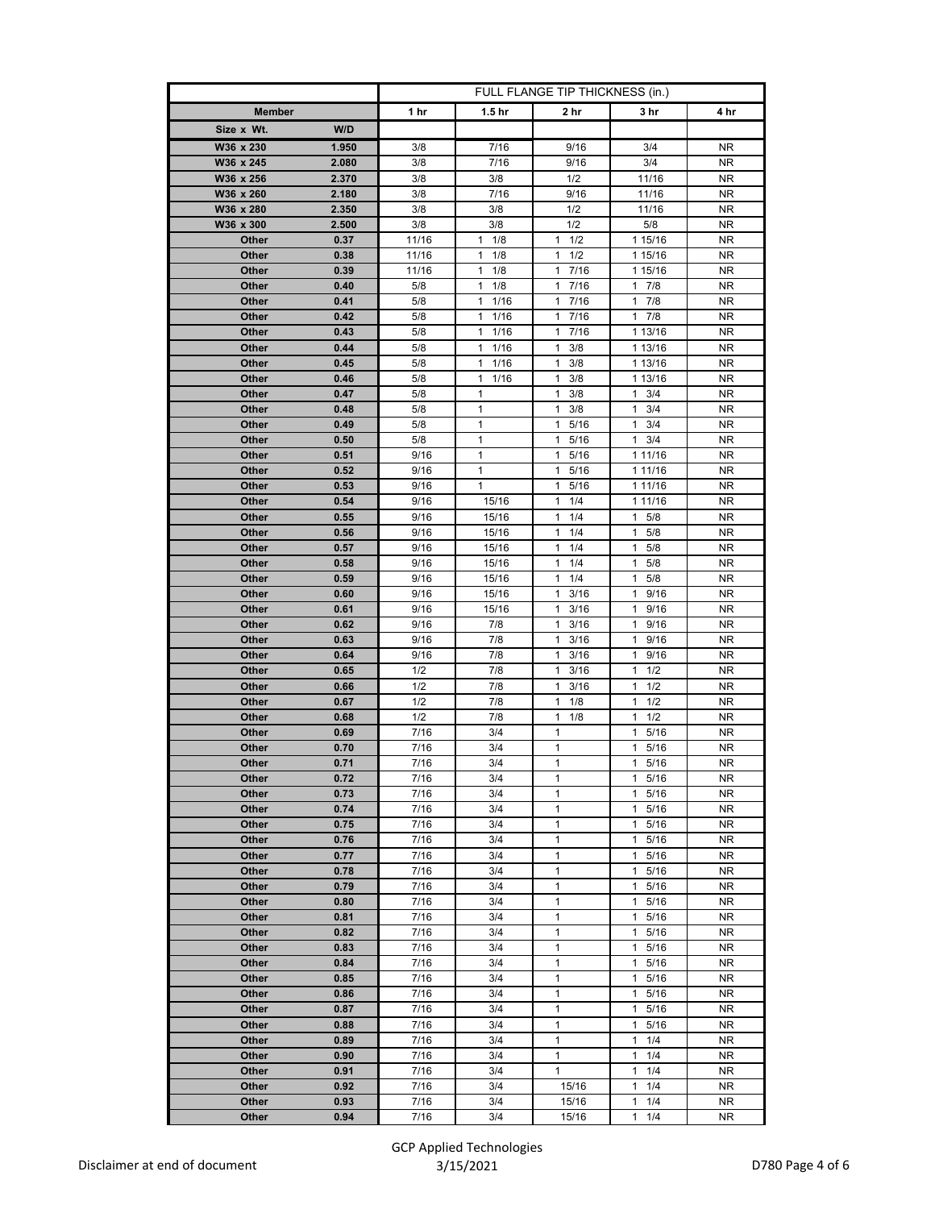| | | FULL FLANGE TIP THICKNESS (in.) | | | | |
|---|---|---|---|---|---|---|
| **Member** | | **1 hr** | **1.5 hr** | **2 hr** | **3 hr** | **4 hr** |
| **Size x Wt.** | **W/D** | | | | | |
| W36 x 230 | 1.950 | 3/8 | 7/16 | 9/16 | 3/4 | NR |
| W36 x 245 | 2.080 | 3/8 | 7/16 | 9/16 | 3/4 | NR |
| W36 x 256 | 2.370 | 3/8 | 3/8 | 1/2 | 11/16 | NR |
| W36 x 260 | 2.180 | 3/8 | 7/16 | 9/16 | 11/16 | NR |
| W36 x 280 | 2.350 | 3/8 | 3/8 | 1/2 | 11/16 | NR |
| W36 x 300 | 2.500 | 3/8 | 3/8 | 1/2 | 5/8 | NR |
| Other | 0.37 | 11/16 | 1 1/8 | 1 1/2 | 1 15/16 | NR |
| Other | 0.38 | 11/16 | 1 1/8 | 1 1/2 | 1 15/16 | NR |
| Other | 0.39 | 11/16 | 1 1/8 | 1 7/16 | 1 15/16 | NR |
| Other | 0.40 | 5/8 | 1 1/8 | 1 7/16 | 1 7/8 | NR |
| Other | 0.41 | 5/8 | 1 1/16 | 1 7/16 | 1 7/8 | NR |
| Other | 0.42 | 5/8 | 1 1/16 | 1 7/16 | 1 7/8 | NR |
| Other | 0.43 | 5/8 | 1 1/16 | 1 7/16 | 1 13/16 | NR |
| Other | 0.44 | 5/8 | 1 1/16 | 1 3/8 | 1 13/16 | NR |
| Other | 0.45 | 5/8 | 1 1/16 | 1 3/8 | 1 13/16 | NR |
| Other | 0.46 | 5/8 | 1 1/16 | 1 3/8 | 1 13/16 | NR |
| Other | 0.47 | 5/8 | 1 | 1 3/8 | 1 3/4 | NR |
| Other | 0.48 | 5/8 | 1 | 1 3/8 | 1 3/4 | NR |
| Other | 0.49 | 5/8 | 1 | 1 5/16 | 1 3/4 | NR |
| Other | 0.50 | 5/8 | 1 | 1 5/16 | 1 3/4 | NR |
| Other | 0.51 | 9/16 | 1 | 1 5/16 | 1 11/16 | NR |
| Other | 0.52 | 9/16 | 1 | 1 5/16 | 1 11/16 | NR |
| Other | 0.53 | 9/16 | 1 | 1 5/16 | 1 11/16 | NR |
| Other | 0.54 | 9/16 | 15/16 | 1 1/4 | 1 11/16 | NR |
| Other | 0.55 | 9/16 | 15/16 | 1 1/4 | 1 5/8 | NR |
| Other | 0.56 | 9/16 | 15/16 | 1 1/4 | 1 5/8 | NR |
| Other | 0.57 | 9/16 | 15/16 | 1 1/4 | 1 5/8 | NR |
| Other | 0.58 | 9/16 | 15/16 | 1 1/4 | 1 5/8 | NR |
| Other | 0.59 | 9/16 | 15/16 | 1 1/4 | 1 5/8 | NR |
| Other | 0.60 | 9/16 | 15/16 | 1 3/16 | 1 9/16 | NR |
| Other | 0.61 | 9/16 | 15/16 | 1 3/16 | 1 9/16 | NR |
| Other | 0.62 | 9/16 | 7/8 | 1 3/16 | 1 9/16 | NR |
| Other | 0.63 | 9/16 | 7/8 | 1 3/16 | 1 9/16 | NR |
| Other | 0.64 | 9/16 | 7/8 | 1 3/16 | 1 9/16 | NR |
| Other | 0.65 | 1/2 | 7/8 | 1 3/16 | 1 1/2 | NR |
| Other | 0.66 | 1/2 | 7/8 | 1 3/16 | 1 1/2 | NR |
| Other | 0.67 | 1/2 | 7/8 | 1 1/8 | 1 1/2 | NR |
| Other | 0.68 | 1/2 | 7/8 | 1 1/8 | 1 1/2 | NR |
| Other | 0.69 | 7/16 | 3/4 | 1 | 1 5/16 | NR |
| Other | 0.70 | 7/16 | 3/4 | 1 | 1 5/16 | NR |
| Other | 0.71 | 7/16 | 3/4 | 1 | 1 5/16 | NR |
| Other | 0.72 | 7/16 | 3/4 | 1 | 1 5/16 | NR |
| Other | 0.73 | 7/16 | 3/4 | 1 | 1 5/16 | NR |
| Other | 0.74 | 7/16 | 3/4 | 1 | 1 5/16 | NR |
| Other | 0.75 | 7/16 | 3/4 | 1 | 1 5/16 | NR |
| Other | 0.76 | 7/16 | 3/4 | 1 | 1 5/16 | NR |
| Other | 0.77 | 7/16 | 3/4 | 1 | 1 5/16 | NR |
| Other | 0.78 | 7/16 | 3/4 | 1 | 1 5/16 | NR |
| Other | 0.79 | 7/16 | 3/4 | 1 | 1 5/16 | NR |
| Other | 0.80 | 7/16 | 3/4 | 1 | 1 5/16 | NR |
| Other | 0.81 | 7/16 | 3/4 | 1 | 1 5/16 | NR |
| Other | 0.82 | 7/16 | 3/4 | 1 | 1 5/16 | NR |
| Other | 0.83 | 7/16 | 3/4 | 1 | 1 5/16 | NR |
| Other | 0.84 | 7/16 | 3/4 | 1 | 1 5/16 | NR |
| Other | 0.85 | 7/16 | 3/4 | 1 | 1 5/16 | NR |
| Other | 0.86 | 7/16 | 3/4 | 1 | 1 5/16 | NR |
| Other | 0.87 | 7/16 | 3/4 | 1 | 1 5/16 | NR |
| Other | 0.88 | 7/16 | 3/4 | 1 | 1 5/16 | NR |
| Other | 0.89 | 7/16 | 3/4 | 1 | 1 1/4 | NR |
| Other | 0.90 | 7/16 | 3/4 | 1 | 1 1/4 | NR |
| Other | 0.91 | 7/16 | 3/4 | 1 | 1 1/4 | NR |
| Other | 0.92 | 7/16 | 3/4 | 15/16 | 1 1/4 | NR |
| Other | 0.93 | 7/16 | 3/4 | 15/16 | 1 1/4 | NR |
| Other | 0.94 | 7/16 | 3/4 | 15/16 | 1 1/4 | NR |

Disclaimer at end of document

GCP Applied Technologies
3/15/2021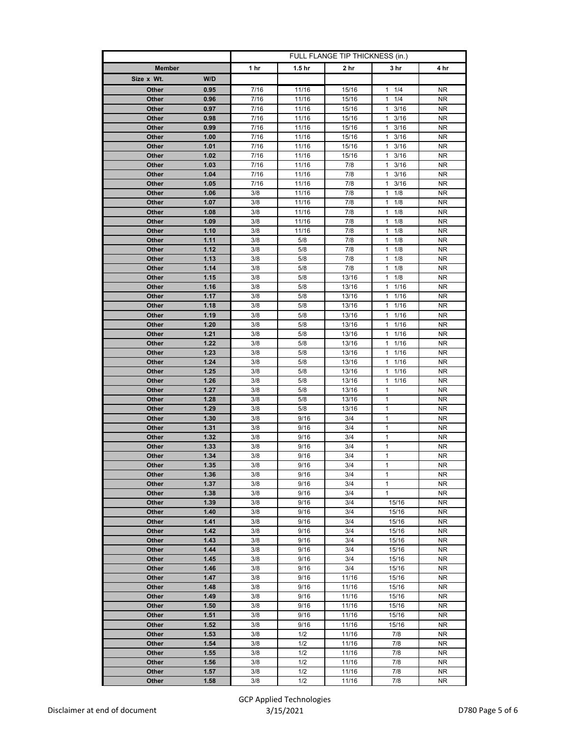| Member | | FULL FLANGE TIP THICKNESS (in.) | | | | |
|---|---|---|---|---|---|---|
| | | 1 hr | 1.5 hr | 2 hr | 3 hr | 4 hr |
| Size x Wt. | W/D | | | | | |
| Other | 0.95 | 7/16 | 11/16 | 15/16 | 1 1/4 | NR |
| Other | 0.96 | 7/16 | 11/16 | 15/16 | 1 1/4 | NR |
| Other | 0.97 | 7/16 | 11/16 | 15/16 | 1 3/16 | NR |
| Other | 0.98 | 7/16 | 11/16 | 15/16 | 1 3/16 | NR |
| Other | 0.99 | 7/16 | 11/16 | 15/16 | 1 3/16 | NR |
| Other | 1.00 | 7/16 | 11/16 | 15/16 | 1 3/16 | NR |
| Other | 1.01 | 7/16 | 11/16 | 15/16 | 1 3/16 | NR |
| Other | 1.02 | 7/16 | 11/16 | 15/16 | 1 3/16 | NR |
| Other | 1.03 | 7/16 | 11/16 | 7/8 | 1 3/16 | NR |
| Other | 1.04 | 7/16 | 11/16 | 7/8 | 1 3/16 | NR |
| Other | 1.05 | 7/16 | 11/16 | 7/8 | 1 3/16 | NR |
| Other | 1.06 | 3/8 | 11/16 | 7/8 | 1 1/8 | NR |
| Other | 1.07 | 3/8 | 11/16 | 7/8 | 1 1/8 | NR |
| Other | 1.08 | 3/8 | 11/16 | 7/8 | 1 1/8 | NR |
| Other | 1.09 | 3/8 | 11/16 | 7/8 | 1 1/8 | NR |
| Other | 1.10 | 3/8 | 11/16 | 7/8 | 1 1/8 | NR |
| Other | 1.11 | 3/8 | 5/8 | 7/8 | 1 1/8 | NR |
| Other | 1.12 | 3/8 | 5/8 | 7/8 | 1 1/8 | NR |
| Other | 1.13 | 3/8 | 5/8 | 7/8 | 1 1/8 | NR |
| Other | 1.14 | 3/8 | 5/8 | 7/8 | 1 1/8 | NR |
| Other | 1.15 | 3/8 | 5/8 | 13/16 | 1 1/8 | NR |
| Other | 1.16 | 3/8 | 5/8 | 13/16 | 1 1/16 | NR |
| Other | 1.17 | 3/8 | 5/8 | 13/16 | 1 1/16 | NR |
| Other | 1.18 | 3/8 | 5/8 | 13/16 | 1 1/16 | NR |
| Other | 1.19 | 3/8 | 5/8 | 13/16 | 1 1/16 | NR |
| Other | 1.20 | 3/8 | 5/8 | 13/16 | 1 1/16 | NR |
| Other | 1.21 | 3/8 | 5/8 | 13/16 | 1 1/16 | NR |
| Other | 1.22 | 3/8 | 5/8 | 13/16 | 1 1/16 | NR |
| Other | 1.23 | 3/8 | 5/8 | 13/16 | 1 1/16 | NR |
| Other | 1.24 | 3/8 | 5/8 | 13/16 | 1 1/16 | NR |
| Other | 1.25 | 3/8 | 5/8 | 13/16 | 1 1/16 | NR |
| Other | 1.26 | 3/8 | 5/8 | 13/16 | 1 1/16 | NR |
| Other | 1.27 | 3/8 | 5/8 | 13/16 | 1 | NR |
| Other | 1.28 | 3/8 | 5/8 | 13/16 | 1 | NR |
| Other | 1.29 | 3/8 | 5/8 | 13/16 | 1 | NR |
| Other | 1.30 | 3/8 | 9/16 | 3/4 | 1 | NR |
| Other | 1.31 | 3/8 | 9/16 | 3/4 | 1 | NR |
| Other | 1.32 | 3/8 | 9/16 | 3/4 | 1 | NR |
| Other | 1.33 | 3/8 | 9/16 | 3/4 | 1 | NR |
| Other | 1.34 | 3/8 | 9/16 | 3/4 | 1 | NR |
| Other | 1.35 | 3/8 | 9/16 | 3/4 | 1 | NR |
| Other | 1.36 | 3/8 | 9/16 | 3/4 | 1 | NR |
| Other | 1.37 | 3/8 | 9/16 | 3/4 | 1 | NR |
| Other | 1.38 | 3/8 | 9/16 | 3/4 | 1 | NR |
| Other | 1.39 | 3/8 | 9/16 | 3/4 | 15/16 | NR |
| Other | 1.40 | 3/8 | 9/16 | 3/4 | 15/16 | NR |
| Other | 1.41 | 3/8 | 9/16 | 3/4 | 15/16 | NR |
| Other | 1.42 | 3/8 | 9/16 | 3/4 | 15/16 | NR |
| Other | 1.43 | 3/8 | 9/16 | 3/4 | 15/16 | NR |
| Other | 1.44 | 3/8 | 9/16 | 3/4 | 15/16 | NR |
| Other | 1.45 | 3/8 | 9/16 | 3/4 | 15/16 | NR |
| Other | 1.46 | 3/8 | 9/16 | 3/4 | 15/16 | NR |
| Other | 1.47 | 3/8 | 9/16 | 11/16 | 15/16 | NR |
| Other | 1.48 | 3/8 | 9/16 | 11/16 | 15/16 | NR |
| Other | 1.49 | 3/8 | 9/16 | 11/16 | 15/16 | NR |
| Other | 1.50 | 3/8 | 9/16 | 11/16 | 15/16 | NR |
| Other | 1.51 | 3/8 | 9/16 | 11/16 | 15/16 | NR |
| Other | 1.52 | 3/8 | 9/16 | 11/16 | 15/16 | NR |
| Other | 1.53 | 3/8 | 1/2 | 11/16 | 7/8 | NR |
| Other | 1.54 | 3/8 | 1/2 | 11/16 | 7/8 | NR |
| Other | 1.55 | 3/8 | 1/2 | 11/16 | 7/8 | NR |
| Other | 1.56 | 3/8 | 1/2 | 11/16 | 7/8 | NR |
| Other | 1.57 | 3/8 | 1/2 | 11/16 | 7/8 | NR |
| Other | 1.58 | 3/8 | 1/2 | 11/16 | 7/8 | NR |

Disclaimer at end of document

GCP Applied Technologies
3/15/2021

D780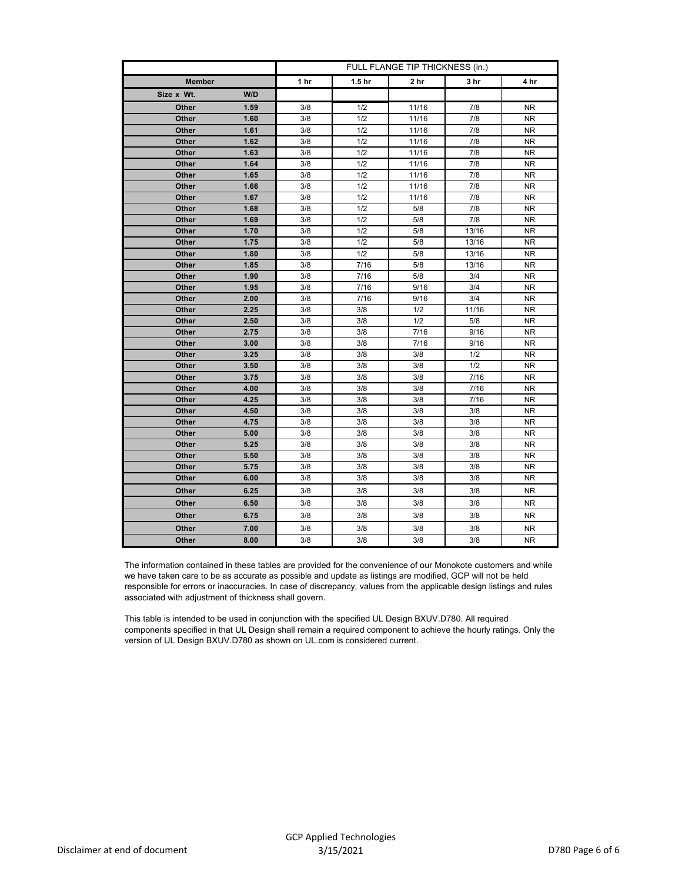| | | FULL FLANGE TIP THICKNESS (in.) | | | | |
|---|---|---|---|---|---|---|
| **Member** | | **1 hr** | **1.5 hr** | **2 hr** | **3 hr** | **4 hr** |
| **Size x Wt.** | **W/D** | | | | | |
| **Other** | **1.59** | 3/8 | 1/2 | 11/16 | 7/8 | NR |
| **Other** | **1.60** | 3/8 | 1/2 | 11/16 | 7/8 | NR |
| **Other** | **1.61** | 3/8 | 1/2 | 11/16 | 7/8 | NR |
| **Other** | **1.62** | 3/8 | 1/2 | 11/16 | 7/8 | NR |
| **Other** | **1.63** | 3/8 | 1/2 | 11/16 | 7/8 | NR |
| **Other** | **1.64** | 3/8 | 1/2 | 11/16 | 7/8 | NR |
| **Other** | **1.65** | 3/8 | 1/2 | 11/16 | 7/8 | NR |
| **Other** | **1.66** | 3/8 | 1/2 | 11/16 | 7/8 | NR |
| **Other** | **1.67** | 3/8 | 1/2 | 11/16 | 7/8 | NR |
| **Other** | **1.68** | 3/8 | 1/2 | 5/8 | 7/8 | NR |
| **Other** | **1.69** | 3/8 | 1/2 | 5/8 | 7/8 | NR |
| **Other** | **1.70** | 3/8 | 1/2 | 5/8 | 13/16 | NR |
| **Other** | **1.75** | 3/8 | 1/2 | 5/8 | 13/16 | NR |
| **Other** | **1.80** | 3/8 | 1/2 | 5/8 | 13/16 | NR |
| **Other** | **1.85** | 3/8 | 7/16 | 5/8 | 13/16 | NR |
| **Other** | **1.90** | 3/8 | 7/16 | 5/8 | 3/4 | NR |
| **Other** | **1.95** | 3/8 | 7/16 | 9/16 | 3/4 | NR |
| **Other** | **2.00** | 3/8 | 7/16 | 9/16 | 3/4 | NR |
| **Other** | **2.25** | 3/8 | 3/8 | 1/2 | 11/16 | NR |
| **Other** | **2.50** | 3/8 | 3/8 | 1/2 | 5/8 | NR |
| **Other** | **2.75** | 3/8 | 3/8 | 7/16 | 9/16 | NR |
| **Other** | **3.00** | 3/8 | 3/8 | 7/16 | 9/16 | NR |
| **Other** | **3.25** | 3/8 | 3/8 | 3/8 | 1/2 | NR |
| **Other** | **3.50** | 3/8 | 3/8 | 3/8 | 1/2 | NR |
| **Other** | **3.75** | 3/8 | 3/8 | 3/8 | 7/16 | NR |
| **Other** | **4.00** | 3/8 | 3/8 | 3/8 | 7/16 | NR |
| **Other** | **4.25** | 3/8 | 3/8 | 3/8 | 7/16 | NR |
| **Other** | **4.50** | 3/8 | 3/8 | 3/8 | 3/8 | NR |
| **Other** | **4.75** | 3/8 | 3/8 | 3/8 | 3/8 | NR |
| **Other** | **5.00** | 3/8 | 3/8 | 3/8 | 3/8 | NR |
| **Other** | **5.25** | 3/8 | 3/8 | 3/8 | 3/8 | NR |
| **Other** | **5.50** | 3/8 | 3/8 | 3/8 | 3/8 | NR |
| **Other** | **5.75** | 3/8 | 3/8 | 3/8 | 3/8 | NR |
| **Other** | **6.00** | 3/8 | 3/8 | 3/8 | 3/8 | NR |
| **Other** | **6.25** | 3/8 | 3/8 | 3/8 | 3/8 | NR |
| **Other** | **6.50** | 3/8 | 3/8 | 3/8 | 3/8 | NR |
| **Other** | **6.75** | 3/8 | 3/8 | 3/8 | 3/8 | NR |
| **Other** | **7.00** | 3/8 | 3/8 | 3/8 | 3/8 | NR |
| **Other** | **8.00** | 3/8 | 3/8 | 3/8 | 3/8 | NR |

The information contained in these tables are provided for the convenience of our Monokote customers and while we have taken care to be as accurate as possible and update as listings are modified, GCP will not be held responsible for errors or inaccuracies. In case of discrepancy, values from the applicable design listings and rules associated with adjustment of thickness shall govern.

This table is intended to be used in conjunction with the specified UL Design BXUV.D780. All required components specified in that UL Design shall remain a required component to achieve the hourly ratings. Only the version of UL Design BXUV.D780 as shown on UL.com is considered current.